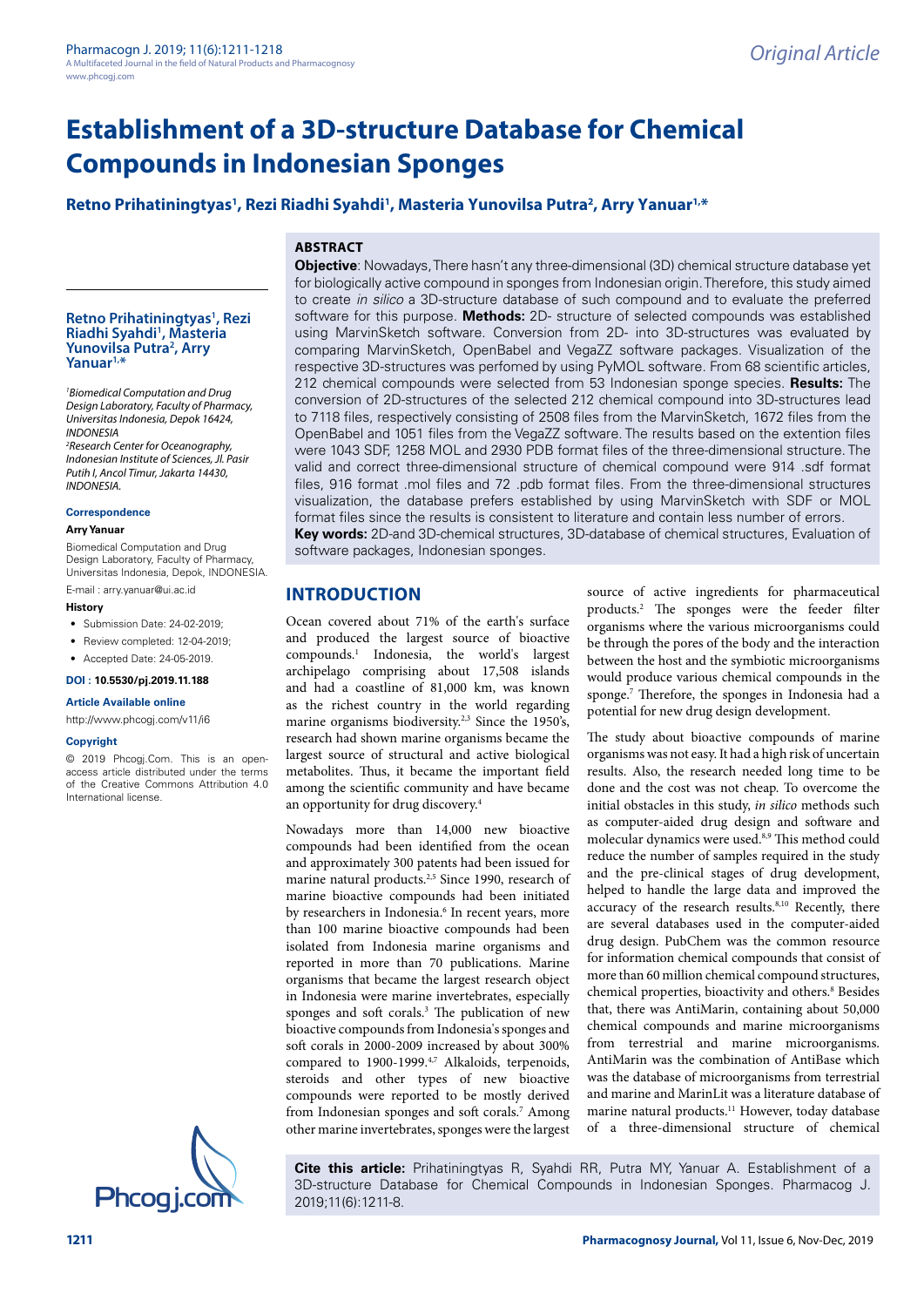# Establishment of a 3D-structure Database for Chemical Compounds in Indonesian Sponges

**Retno Prihatiningtyas[1], Rezi Riadhi Syahdi[1], Masteria Yunovilsa Putra[2], Arry Yanuar[1,*]**

**Retno Prihatiningtyas[1], Rezi Riadhi Syahdi[1], Masteria Yunovilsa Putra[2], Arry Yanuar[1,*]**

*[1]Biomedical Computation and Drug Design Laboratory, Faculty of Pharmacy, Universitas Indonesia, Depok 16424, INDONESIA*

*[2]Research Center for Oceanography, Indonesian Institute of Sciences, Jl. Pasir Putih I, Ancol Timur, Jakarta 14430, INDONESIA.*

**Correspondence**

**Arry Yanuar**

Biomedical Computation and Drug Design Laboratory, Faculty of Pharmacy, Universitas Indonesia, Depok, INDONESIA.

E-mail : arry.yanuar@ui.ac.id

**History**

- Submission Date: 24-02-2019;
- Review completed: 12-04-2019;
- Accepted Date: 24-05-2019.

**DOI : 10.5530/pj.2019.11.188**

**Article Available online**

http://www.phcogj.com/v11/i6

**Copyright**

© 2019 Phcogj.Com. This is an open-access article distributed under the terms of the Creative Commons Attribution 4.0 International license.

## ABSTRACT

**Objective**: Nowadays, There hasn't any three-dimensional (3D) chemical structure database yet for biologically active compound in sponges from Indonesian origin. Therefore, this study aimed to create *in silico* a 3D-structure database of such compound and to evaluate the preferred software for this purpose. **Methods:** 2D- structure of selected compounds was established using MarvinSketch software. Conversion from 2D- into 3D-structures was evaluated by comparing MarvinSketch, OpenBabel and VegaZZ software packages. Visualization of the respective 3D-structures was perfomed by using PyMOL software. From 68 scientific articles, 212 chemical compounds were selected from 53 Indonesian sponge species. **Results:** The conversion of 2D-structures of the selected 212 chemical compound into 3D-structures lead to 7118 files, respectively consisting of 2508 files from the MarvinSketch, 1672 files from the OpenBabel and 1051 files from the VegaZZ software. The results based on the extention files were 1043 SDF, 1258 MOL and 2930 PDB format files of the three-dimensional structure. The valid and correct three-dimensional structure of chemical compound were 914 .sdf format files, 916 format .mol files and 72 .pdb format files. From the three-dimensional structures visualization, the database prefers established by using MarvinSketch with SDF or MOL format files since the results is consistent to literature and contain less number of errors.

**Key words:** 2D-and 3D-chemical structures, 3D-database of chemical structures, Evaluation of software packages, Indonesian sponges.

## INTRODUCTION

Ocean covered about 71% of the earth's surface and produced the largest source of bioactive compounds.[1] Indonesia, the world's largest archipelago comprising about 17,508 islands and had a coastline of 81,000 km, was known as the richest country in the world regarding marine organisms biodiversity.[2,3] Since the 1950's, research had shown marine organisms became the largest source of structural and active biological metabolites. Thus, it became the important field among the scientific community and have became an opportunity for drug discovery.[4]

Nowadays more than 14,000 new bioactive compounds had been identified from the ocean and approximately 300 patents had been issued for marine natural products.[2,5] Since 1990, research of marine bioactive compounds had been initiated by researchers in Indonesia.[6] In recent years, more than 100 marine bioactive compounds had been isolated from Indonesia marine organisms and reported in more than 70 publications. Marine organisms that became the largest research object in Indonesia were marine invertebrates, especially sponges and soft corals.[3] The publication of new bioactive compounds from Indonesia's sponges and soft corals in 2000-2009 increased by about 300% compared to 1900-1999.[4,7] Alkaloids, terpenoids, steroids and other types of new bioactive compounds were reported to be mostly derived from Indonesian sponges and soft corals.[7] Among other marine invertebrates, sponges were the largest source of active ingredients for pharmaceutical products.[2] The sponges were the feeder filter organisms where the various microorganisms could be through the pores of the body and the interaction between the host and the symbiotic microorganisms would produce various chemical compounds in the sponge.[7] Therefore, the sponges in Indonesia had a potential for new drug design development.

The study about bioactive compounds of marine organisms was not easy. It had a high risk of uncertain results. Also, the research needed long time to be done and the cost was not cheap. To overcome the initial obstacles in this study, *in silico* methods such as computer-aided drug design and software and molecular dynamics were used.[8,9] This method could reduce the number of samples required in the study and the pre-clinical stages of drug development, helped to handle the large data and improved the accuracy of the research results.[8,10] Recently, there are several databases used in the computer-aided drug design. PubChem was the common resource for information chemical compounds that consist of more than 60 million chemical compound structures, chemical properties, bioactivity and others.[8] Besides that, there was AntiMarin, containing about 50,000 chemical compounds and marine microorganisms from terrestrial and marine microorganisms. AntiMarin was the combination of AntiBase which was the database of microorganisms from terrestrial and marine and MarinLit was a literature database of marine natural products.[11] However, today database of a three-dimensional structure of chemical

**Cite this article:** Prihatiningtyas R, Syahdi RR, Putra MY, Yanuar A. Establishment of a 3D-structure Database for Chemical Compounds in Indonesian Sponges. Pharmacog J. 2019;11(6):1211-8.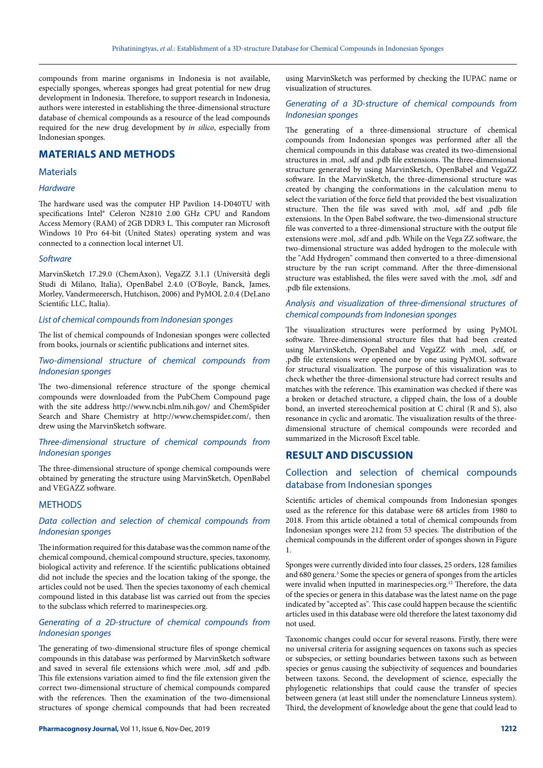compounds from marine organisms in Indonesia is not available, especially sponges, whereas sponges had great potential for new drug development in Indonesia. Therefore, to support research in Indonesia, authors were interested in establishing the three-dimensional structure database of chemical compounds as a resource of the lead compounds required for the new drug development by *in silico*, especially from Indonesian sponges.

## MATERIALS AND METHODS

### Materials

#### *Hardware*

The hardware used was the computer HP Pavilion 14-D040TU with specifications Intel® Celeron N2810 2.00 GHz CPU and Random Access Memory (RAM) of 2GB DDR3 L. This computer ran Microsoft Windows 10 Pro 64-bit (United States) operating system and was connected to a connection local internet UI.

#### *Software*

MarvinSketch 17.29.0 (ChemAxon), VegaZZ 3.1.1 (Università degli Studi di Milano, Italia), OpenBabel 2.4.0 (O'Boyle, Banck, James, Morley, Vandermeeersch, Hutchison, 2006) and PyMOL 2.0.4 (DeLano Scientific LLC, Italia).

#### *List of chemical compounds from Indonesian sponges*

The list of chemical compounds of Indonesian sponges were collected from books, journals or scientific publications and internet sites.

#### *Two-dimensional structure of chemical compounds from Indonesian sponges*

The two-dimensional reference structure of the sponge chemical compounds were downloaded from the PubChem Compound page with the site address http://www.ncbi.nlm.nih.gov/ and ChemSpider Search and Share Chemistry at http://www.chemspider.com/, then drew using the MarvinSketch software.

#### *Three-dimensional structure of chemical compounds from Indonesian sponges*

The three-dimensional structure of sponge chemical compounds were obtained by generating the structure using MarvinSketch, OpenBabel and VEGAZZ software.

### METHODS

#### *Data collection and selection of chemical compounds from Indonesian sponges*

The information required for this database was the common name of the chemical compound, chemical compound structure, species, taxonomy, biological activity and reference. If the scientific publications obtained did not include the species and the location taking of the sponge, the articles could not be used. Then the species taxonomy of each chemical compound listed in this database list was carried out from the species to the subclass which referred to marinespecies.org.

#### *Generating of a 2D-structure of chemical compounds from Indonesian sponges*

The generating of two-dimensional structure files of sponge chemical compounds in this database was performed by MarvinSketch software and saved in several file extensions which were .mol, .sdf and .pdb. This file extensions variation aimed to find the file extension given the correct two-dimensional structure of chemical compounds compared with the references. Then the examination of the two-dimensional structures of sponge chemical compounds that had been recreated using MarvinSketch was performed by checking the IUPAC name or visualization of structures.

#### *Generating of a 3D-structure of chemical compounds from Indonesian sponges*

The generating of a three-dimensional structure of chemical compounds from Indonesian sponges was performed after all the chemical compounds in this database was created its two-dimensional structures in .mol, .sdf and .pdb file extensions. The three-dimensional structure generated by using MarvinSketch, OpenBabel and VegaZZ software. In the MarvinSketch, the three-dimensional structure was created by changing the conformations in the calculation menu to select the variation of the force field that provided the best visualization structure. Then the file was saved with .mol, .sdf and .pdb file extensions. In the Open Babel software, the two-dimensional structure file was converted to a three-dimensional structure with the output file extensions were .mol, .sdf and .pdb. While on the Vega ZZ software, the two-dimensional structure was added hydrogen to the molecule with the "Add Hydrogen" command then converted to a three-dimensional structure by the run script command. After the three-dimensional structure was established, the files were saved with the .mol, .sdf and .pdb file extensions.

#### *Analysis and visualization of three-dimensional structures of chemical compounds from Indonesian sponges*

The visualization structures were performed by using PyMOL software. Three-dimensional structure files that had been created using MarvinSketch, OpenBabel and VegaZZ with .mol, .sdf, or .pdb file extensions were opened one by one using PyMOL software for structural visualization. The purpose of this visualization was to check whether the three-dimensional structure had correct results and matches with the reference. This examination was checked if there was a broken or detached structure, a clipped chain, the loss of a double bond, an inverted stereochemical position at C chiral (R and S), also resonance in cyclic and aromatic. The visualization results of the three-dimensional structure of chemical compounds were recorded and summarized in the Microsoft Excel table.

## RESULT AND DISCUSSION

### Collection and selection of chemical compounds database from Indonesian sponges

Scientific articles of chemical compounds from Indonesian sponges used as the reference for this database were 68 articles from 1980 to 2018. From this article obtained a total of chemical compounds from Indonesian sponges were 212 from 53 species. The distribution of the chemical compounds in the different order of sponges shown in Figure 1.

Sponges were currently divided into four classes, 25 orders, 128 families and 680 genera.[3] Some the species or genera of sponges from the articles were invalid when inputted in marinespecies.org.[12] Therefore, the data of the species or genera in this database was the latest name on the page indicated by "accepted as". This case could happen because the scientific articles used in this database were old therefore the latest taxonomy did not used.

Taxonomic changes could occur for several reasons. Firstly, there were no universal criteria for assigning sequences on taxons such as species or subspecies, or setting boundaries between taxons such as between species or genus causing the subjectivity of sequences and boundaries between taxons. Second, the development of science, especially the phylogenetic relationships that could cause the transfer of species between genera (at least still under the nomenclature Linneus system). Third, the development of knowledge about the gene that could lead to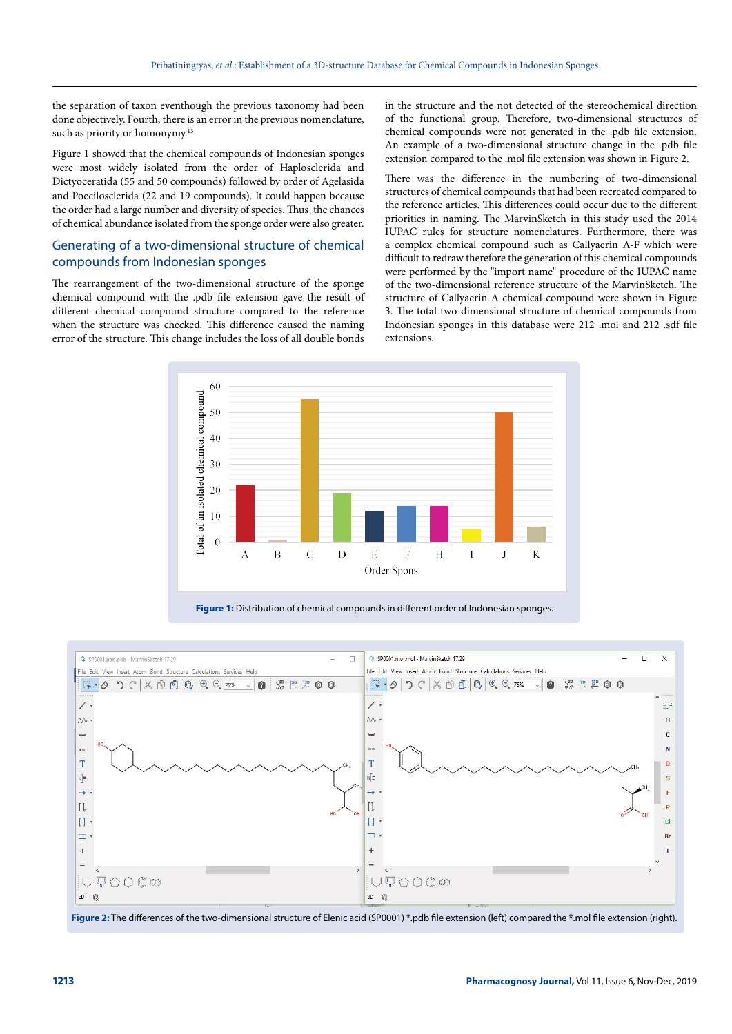the separation of taxon eventhough the previous taxonomy had been done objectively. Fourth, there is an error in the previous nomenclature, such as priority or homonymy.[13]

Figure 1 showed that the chemical compounds of Indonesian sponges were most widely isolated from the order of Haplosclerida and Dictyoceratida (55 and 50 compounds) followed by order of Agelasida and Poecilosclerida (22 and 19 compounds). It could happen because the order had a large number and diversity of species. Thus, the chances of chemical abundance isolated from the sponge order were also greater.

## Generating of a two-dimensional structure of chemical compounds from Indonesian sponges

The rearrangement of the two-dimensional structure of the sponge chemical compound with the .pdb file extension gave the result of different chemical compound structure compared to the reference when the structure was checked. This difference caused the naming error of the structure. This change includes the loss of all double bonds in the structure and the not detected of the stereochemical direction of the functional group. Therefore, two-dimensional structures of chemical compounds were not generated in the .pdb file extension. An example of a two-dimensional structure change in the .pdb file extension compared to the .mol file extension was shown in Figure 2.

There was the difference in the numbering of two-dimensional structures of chemical compounds that had been recreated compared to the reference articles. This differences could occur due to the different priorities in naming. The MarvinSketch in this study used the 2014 IUPAC rules for structure nomenclatures. Furthermore, there was a complex chemical compound such as Callyaerin A-F which were difficult to redraw therefore the generation of this chemical compounds were performed by the "import name" procedure of the IUPAC name of the two-dimensional reference structure of the MarvinSketch. The structure of Callyaerin A chemical compound were shown in Figure 3. The total two-dimensional structure of chemical compounds from Indonesian sponges in this database were 212 .mol and 212 .sdf file extensions.

Total of an isolated chemical compound
60
50
40
30
20
10
0
A B C D E F H I J K
Order Spons

**Figure 1:** Distribution of chemical compounds in different order of Indonesian sponges.

**Figure 2:** The differences of the two-dimensional structure of Elenic acid (SP0001) *.pdb file extension (left) compared the *.mol file extension (right).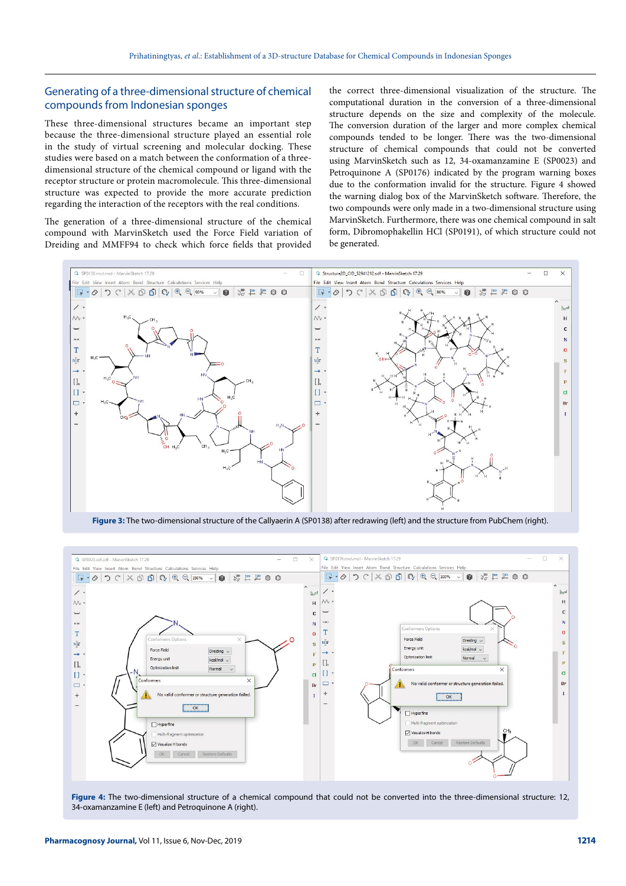## Generating of a three-dimensional structure of chemical compounds from Indonesian sponges

These three-dimensional structures became an important step because the three-dimensional structure played an essential role in the study of virtual screening and molecular docking. These studies were based on a match between the conformation of a three-dimensional structure of the chemical compound or ligand with the receptor structure or protein macromolecule. This three-dimensional structure was expected to provide the more accurate prediction regarding the interaction of the receptors with the real conditions.

The generation of a three-dimensional structure of the chemical compound with MarvinSketch used the Force Field variation of Dreiding and MMFF94 to check which force fields that provided the correct three-dimensional visualization of the structure. The computational duration in the conversion of a three-dimensional structure depends on the size and complexity of the molecule. The conversion duration of the larger and more complex chemical compounds tended to be longer. There was the two-dimensional structure of chemical compounds that could not be converted using MarvinSketch such as 12, 34-oxamanzamine E (SP0023) and Petroquinone A (SP0176) indicated by the program warning boxes due to the conformation invalid for the structure. Figure 4 showed the warning dialog box of the MarvinSketch software. Therefore, the two compounds were only made in a two-dimensional structure using MarvinSketch. Furthermore, there was one chemical compound in salt form, Dibromophakellin HCl (SP0191), of which structure could not be generated.

**Figure 3:** The two-dimensional structure of the Callyaerin A (SP0138) after redrawing (left) and the structure from PubChem (right).

**Figure 4:** The two-dimensional structure of a chemical compound that could not be converted into the three-dimensional structure: 12, 34-oxamanzamine E (left) and Petroquinone A (right).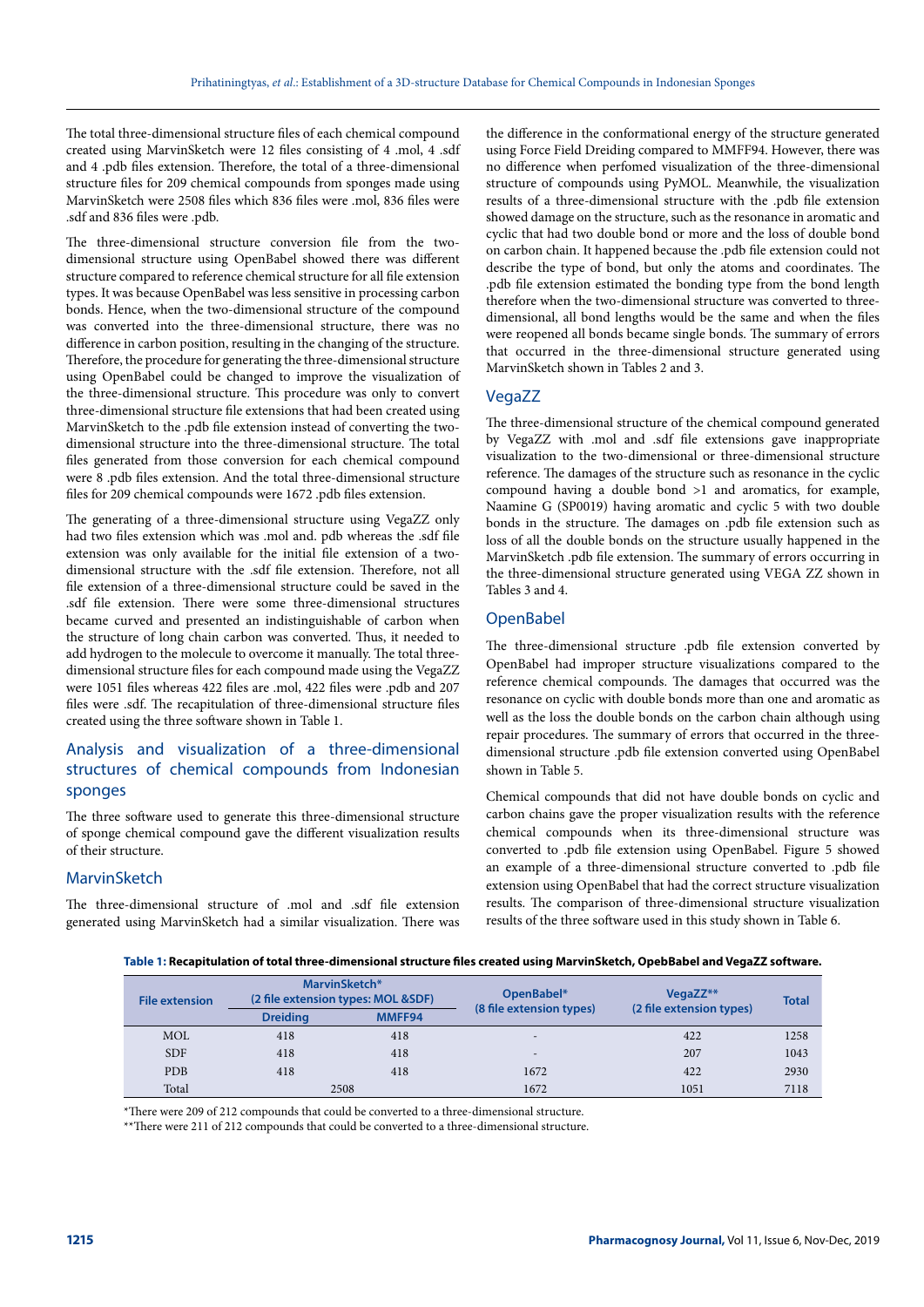The total three-dimensional structure files of each chemical compound created using MarvinSketch were 12 files consisting of 4 .mol, 4 .sdf and 4 .pdb files extension. Therefore, the total of a three-dimensional structure files for 209 chemical compounds from sponges made using MarvinSketch were 2508 files which 836 files were .mol, 836 files were .sdf and 836 files were .pdb.

The three-dimensional structure conversion file from the two-dimensional structure using OpenBabel showed there was different structure compared to reference chemical structure for all file extension types. It was because OpenBabel was less sensitive in processing carbon bonds. Hence, when the two-dimensional structure of the compound was converted into the three-dimensional structure, there was no difference in carbon position, resulting in the changing of the structure. Therefore, the procedure for generating the three-dimensional structure using OpenBabel could be changed to improve the visualization of the three-dimensional structure. This procedure was only to convert three-dimensional structure file extensions that had been created using MarvinSketch to the .pdb file extension instead of converting the two-dimensional structure into the three-dimensional structure. The total files generated from those conversion for each chemical compound were 8 .pdb files extension. And the total three-dimensional structure files for 209 chemical compounds were 1672 .pdb files extension.

The generating of a three-dimensional structure using VegaZZ only had two files extension which was .mol and. pdb whereas the .sdf file extension was only available for the initial file extension of a two-dimensional structure with the .sdf file extension. Therefore, not all file extension of a three-dimensional structure could be saved in the .sdf file extension. There were some three-dimensional structures became curved and presented an indistinguishable of carbon when the structure of long chain carbon was converted. Thus, it needed to add hydrogen to the molecule to overcome it manually. The total three-dimensional structure files for each compound made using the VegaZZ were 1051 files whereas 422 files are .mol, 422 files were .pdb and 207 files were .sdf. The recapitulation of three-dimensional structure files created using the three software shown in Table 1.

## Analysis and visualization of a three-dimensional structures of chemical compounds from Indonesian sponges

The three software used to generate this three-dimensional structure of sponge chemical compound gave the different visualization results of their structure.

### MarvinSketch

The three-dimensional structure of .mol and .sdf file extension generated using MarvinSketch had a similar visualization. There was the difference in the conformational energy of the structure generated using Force Field Dreiding compared to MMFF94. However, there was no difference when perfomed visualization of the three-dimensional structure of compounds using PyMOL. Meanwhile, the visualization results of a three-dimensional structure with the .pdb file extension showed damage on the structure, such as the resonance in aromatic and cyclic that had two double bond or more and the loss of double bond on carbon chain. It happened because the .pdb file extension could not describe the type of bond, but only the atoms and coordinates. The .pdb file extension estimated the bonding type from the bond length therefore when the two-dimensional structure was converted to three-dimensional, all bond lengths would be the same and when the files were reopened all bonds became single bonds. The summary of errors that occurred in the three-dimensional structure generated using MarvinSketch shown in Tables 2 and 3.

### VegaZZ

The three-dimensional structure of the chemical compound generated by VegaZZ with .mol and .sdf file extensions gave inappropriate visualization to the two-dimensional or three-dimensional structure reference. The damages of the structure such as resonance in the cyclic compound having a double bond >1 and aromatics, for example, Naamine G (SP0019) having aromatic and cyclic 5 with two double bonds in the structure. The damages on .pdb file extension such as loss of all the double bonds on the structure usually happened in the MarvinSketch .pdb file extension. The summary of errors occurring in the three-dimensional structure generated using VEGA ZZ shown in Tables 3 and 4.

### OpenBabel

The three-dimensional structure .pdb file extension converted by OpenBabel had improper structure visualizations compared to the reference chemical compounds. The damages that occurred was the resonance on cyclic with double bonds more than one and aromatic as well as the loss the double bonds on the carbon chain although using repair procedures. The summary of errors that occurred in the three-dimensional structure .pdb file extension converted using OpenBabel shown in Table 5.

Chemical compounds that did not have double bonds on cyclic and carbon chains gave the proper visualization results with the reference chemical compounds when its three-dimensional structure was converted to .pdb file extension using OpenBabel. Figure 5 showed an example of a three-dimensional structure converted to .pdb file extension using OpenBabel that had the correct structure visualization results. The comparison of three-dimensional structure visualization results of the three software used in this study shown in Table 6.

**Table 1: Recapitulation of total three-dimensional structure files created using MarvinSketch, OpebBabel and VegaZZ software.**

| File extension | MarvinSketch* (2 file extension types: MOL &SDF) | | OpenBabel* (8 file extension types) | VegaZZ** (2 file extension types) | Total |
|---|---|---|---|---|---|
| | Dreiding | MMFF94 | | | |
| MOL | 418 | 418 | - | 422 | 1258 |
| SDF | 418 | 418 | - | 207 | 1043 |
| PDB | 418 | 418 | 1672 | 422 | 2930 |
| Total | 2508 | | 1672 | 1051 | 7118 |

*There were 209 of 212 compounds that could be converted to a three-dimensional structure.

**There were 211 of 212 compounds that could be converted to a three-dimensional structure.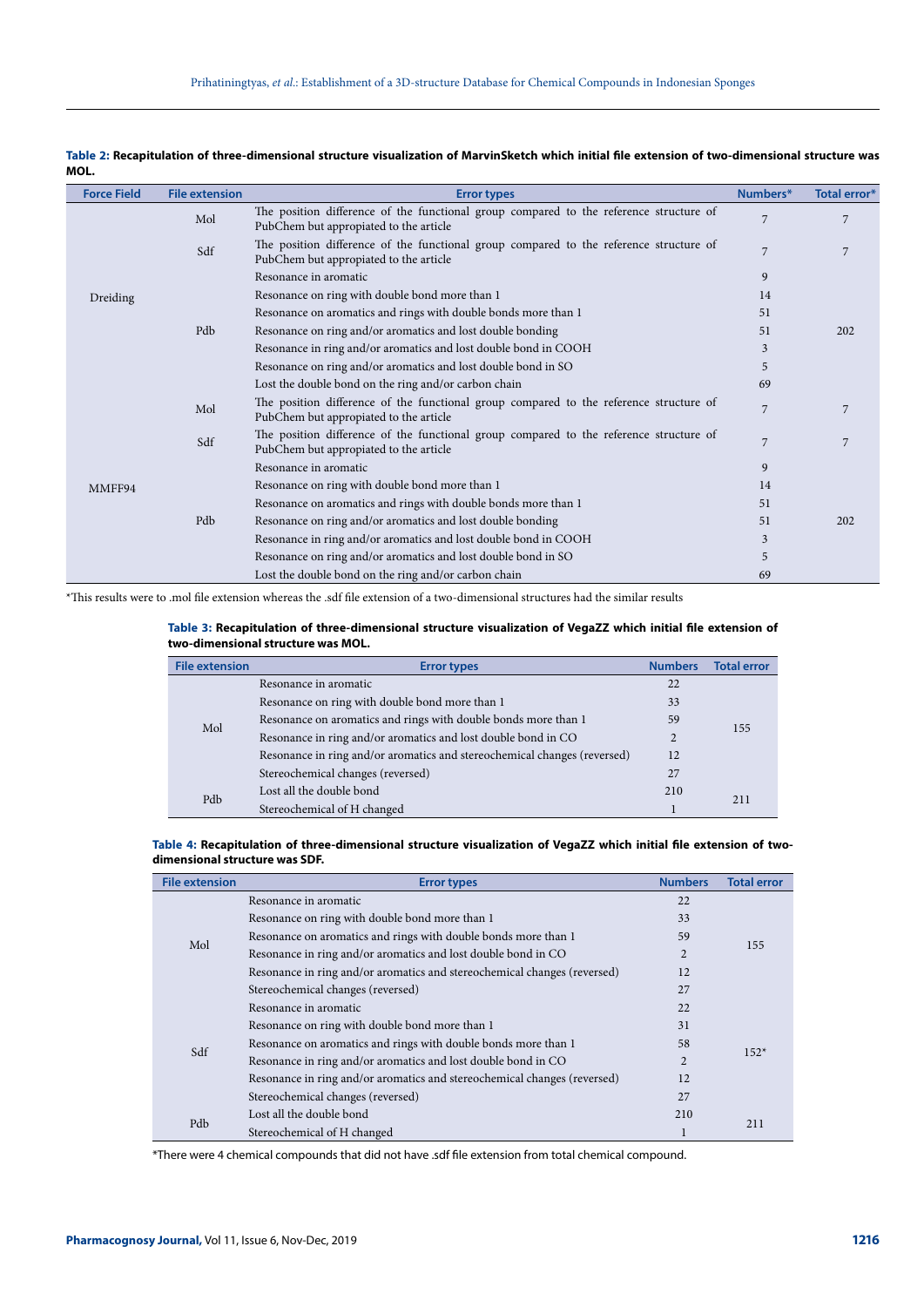**Table 2: Recapitulation of three-dimensional structure visualization of MarvinSketch which initial file extension of two-dimensional structure was MOL.**

| Force Field | File extension | Error types | Numbers* | Total error* |
|---|---|---|---|---|
| Dreiding | Mol | The position difference of the functional group compared to the reference structure of PubChem but appropiated to the article | 7 | 7 |
| | Sdf | The position difference of the functional group compared to the reference structure of PubChem but appropiated to the article | 7 | 7 |
| | Pdb | Resonance in aromatic | 9 | 202 |
| | | Resonance on ring with double bond more than 1 | 14 | |
| | | Resonance on aromatics and rings with double bonds more than 1 | 51 | |
| | | Resonance on ring and/or aromatics and lost double bonding | 51 | |
| | | Resonance in ring and/or aromatics and lost double bond in COOH | 3 | |
| | | Resonance on ring and/or aromatics and lost double bond in SO | 5 | |
| | | Lost the double bond on the ring and/or carbon chain | 69 | |
| MMFF94 | Mol | The position difference of the functional group compared to the reference structure of PubChem but appropiated to the article | 7 | 7 |
| | Sdf | The position difference of the functional group compared to the reference structure of PubChem but appropiated to the article | 7 | 7 |
| | Pdb | Resonance in aromatic | 9 | 202 |
| | | Resonance on ring with double bond more than 1 | 14 | |
| | | Resonance on aromatics and rings with double bonds more than 1 | 51 | |
| | | Resonance on ring and/or aromatics and lost double bonding | 51 | |
| | | Resonance in ring and/or aromatics and lost double bond in COOH | 3 | |
| | | Resonance on ring and/or aromatics and lost double bond in SO | 5 | |
| | | Lost the double bond on the ring and/or carbon chain | 69 | |

*This results were to .mol file extension whereas the .sdf file extension of a two-dimensional structures had the similar results

**Table 3: Recapitulation of three-dimensional structure visualization of VegaZZ which initial file extension of two-dimensional structure was MOL.**

| File extension | Error types | Numbers | Total error |
|---|---|---|---|
| Mol | Resonance in aromatic | 22 | 155 |
| | Resonance on ring with double bond more than 1 | 33 | |
| | Resonance on aromatics and rings with double bonds more than 1 | 59 | |
| | Resonance in ring and/or aromatics and lost double bond in CO | 2 | |
| | Resonance in ring and/or aromatics and stereochemical changes (reversed) | 12 | |
| | Stereochemical changes (reversed) | 27 | |
| Pdb | Lost all the double bond | 210 | 211 |
| | Stereochemical of H changed | 1 | |

**Table 4: Recapitulation of three-dimensional structure visualization of VegaZZ which initial file extension of two-dimensional structure was SDF.**

| File extension | Error types | Numbers | Total error |
|---|---|---|---|
| Mol | Resonance in aromatic | 22 | 155 |
| | Resonance on ring with double bond more than 1 | 33 | |
| | Resonance on aromatics and rings with double bonds more than 1 | 59 | |
| | Resonance in ring and/or aromatics and lost double bond in CO | 2 | |
| | Resonance in ring and/or aromatics and stereochemical changes (reversed) | 12 | |
| | Stereochemical changes (reversed) | 27 | |
| Sdf | Resonance in aromatic | 22 | 152* |
| | Resonance on ring with double bond more than 1 | 31 | |
| | Resonance on aromatics and rings with double bonds more than 1 | 58 | |
| | Resonance in ring and/or aromatics and lost double bond in CO | 2 | |
| | Resonance in ring and/or aromatics and stereochemical changes (reversed) | 12 | |
| | Stereochemical changes (reversed) | 27 | |
| Pdb | Lost all the double bond | 210 | 211 |
| | Stereochemical of H changed | 1 | |

*There were 4 chemical compounds that did not have .sdf file extension from total chemical compound.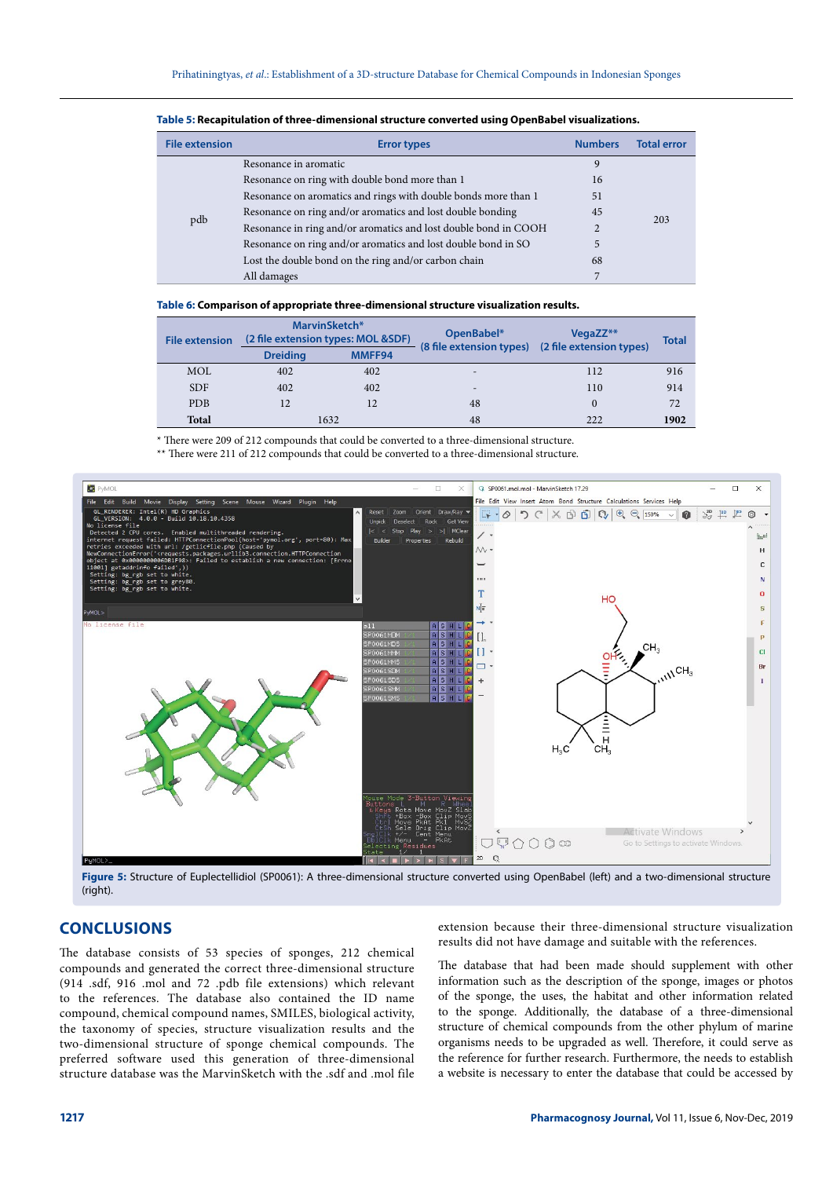**Table 5:** Recapitulation of three-dimensional structure converted using OpenBabel visualizations.

| File extension | Error types | Numbers | Total error |
|---|---|---|---|
| pdb | Resonance in aromatic | 9 | 203 |
| | Resonance on ring with double bond more than 1 | 16 | |
| | Resonance on aromatics and rings with double bonds more than 1 | 51 | |
| | Resonance on ring and/or aromatics and lost double bonding | 45 | |
| | Resonance in ring and/or aromatics and lost double bond in COOH | 2 | |
| | Resonance on ring and/or aromatics and lost double bond in SO | 5 | |
| | Lost the double bond on the ring and/or carbon chain | 68 | |
| | All damages | 7 | |

**Table 6:** Comparison of appropriate three-dimensional structure visualization results.

| File extension | MarvinSketch* (2 file extension types: MOL &SDF) | | OpenBabel* (8 file extension types) | VegaZZ** (2 file extension types) | Total |
|---|---|---|---|---|---|
| | Dreiding | MMFF94 | | | |
| MOL | 402 | 402 | - | 112 | 916 |
| SDF | 402 | 402 | - | 110 | 914 |
| PDB | 12 | 12 | 48 | 0 | 72 |
| **Total** | 1632 | | 48 | 222 | **1902** |

\* There were 209 of 212 compounds that could be converted to a three-dimensional structure.
\** There were 211 of 212 compounds that could be converted to a three-dimensional structure.

**Figure 5:** Structure of Euplectellidiol (SP0061): A three-dimensional structure converted using OpenBabel (left) and a two-dimensional structure (right).

## CONCLUSIONS

The database consists of 53 species of sponges, 212 chemical compounds and generated the correct three-dimensional structure (914 .sdf, 916 .mol and 72 .pdb file extensions) which relevant to the references. The database also contained the ID name compound, chemical compound names, SMILES, biological activity, the taxonomy of species, structure visualization results and the two-dimensional structure of sponge chemical compounds. The preferred software used this generation of three-dimensional structure database was the MarvinSketch with the .sdf and .mol file extension because their three-dimensional structure visualization results did not have damage and suitable with the references.

The database that had been made should supplement with other information such as the description of the sponge, images or photos of the sponge, the uses, the habitat and other information related to the sponge. Additionally, the database of a three-dimensional structure of chemical compounds from the other phylum of marine organisms needs to be upgraded as well. Therefore, it could serve as the reference for further research. Furthermore, the needs to establish a website is necessary to enter the database that could be accessed by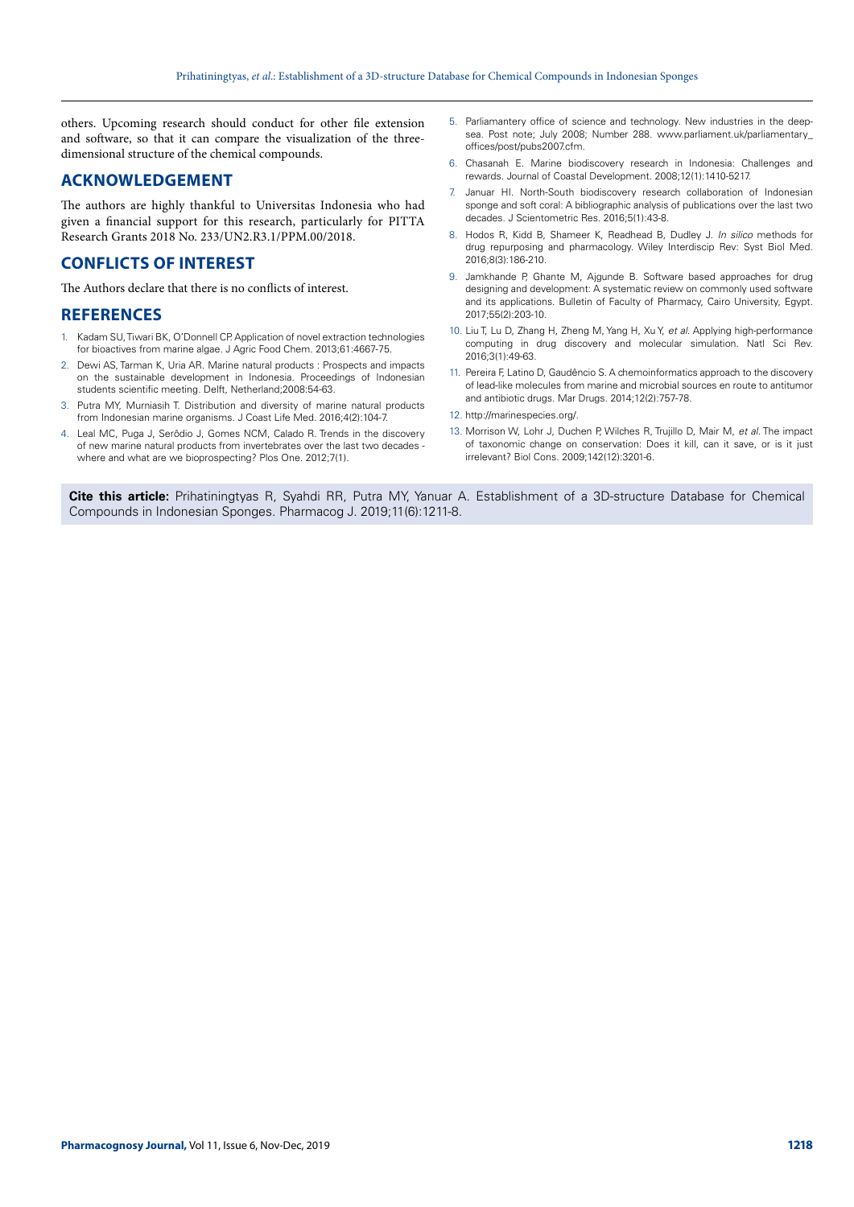others. Upcoming research should conduct for other file extension and software, so that it can compare the visualization of the three-dimensional structure of the chemical compounds.

## ACKNOWLEDGEMENT

The authors are highly thankful to Universitas Indonesia who had given a financial support for this research, particularly for PITTA Research Grants 2018 No. 233/UN2.R3.1/PPM.00/2018.

## CONFLICTS OF INTEREST

The Authors declare that there is no conflicts of interest.

## REFERENCES

1. Kadam SU, Tiwari BK, O'Donnell CP. Application of novel extraction technologies for bioactives from marine algae. J Agric Food Chem. 2013;61:4667-75.
2. Dewi AS, Tarman K, Uria AR. Marine natural products : Prospects and impacts on the sustainable development in Indonesia. Proceedings of Indonesian students scientific meeting. Delft, Netherland;2008:54-63.
3. Putra MY, Murniasih T. Distribution and diversity of marine natural products from Indonesian marine organisms. J Coast Life Med. 2016;4(2):104-7.
4. Leal MC, Puga J, Serôdio J, Gomes NCM, Calado R. Trends in the discovery of new marine natural products from invertebrates over the last two decades - where and what are we bioprospecting? Plos One. 2012;7(1).
5. Parliamantery office of science and technology. New industries in the deep-sea. Post note; July 2008; Number 288. www.parliament.uk/parliamentary_offices/post/pubs2007.cfm.
6. Chasanah E. Marine biodiscovery research in Indonesia: Challenges and rewards. Journal of Coastal Development. 2008;12(1):1410-5217.
7. Januar HI. North-South biodiscovery research collaboration of Indonesian sponge and soft coral: A bibliographic analysis of publications over the last two decades. J Scientometric Res. 2016;5(1):43-8.
8. Hodos R, Kidd B, Shameer K, Readhead B, Dudley J. *In silico* methods for drug repurposing and pharmacology. Wiley Interdiscip Rev: Syst Biol Med. 2016;8(3):186-210.
9. Jamkhande P, Ghante M, Ajgunde B. Software based approaches for drug designing and development: A systematic review on commonly used software and its applications. Bulletin of Faculty of Pharmacy, Cairo University, Egypt. 2017;55(2):203-10.
10. Liu T, Lu D, Zhang H, Zheng M, Yang H, Xu Y, *et al*. Applying high-performance computing in drug discovery and molecular simulation. Natl Sci Rev. 2016;3(1):49-63.
11. Pereira F, Latino D, Gaudêncio S. A chemoinformatics approach to the discovery of lead-like molecules from marine and microbial sources en route to antitumor and antibiotic drugs. Mar Drugs. 2014;12(2):757-78.
12. http://marinespecies.org/.
13. Morrison W, Lohr J, Duchen P, Wilches R, Trujillo D, Mair M, *et al*. The impact of taxonomic change on conservation: Does it kill, can it save, or is it just irrelevant? Biol Cons. 2009;142(12):3201-6.

**Cite this article:** Prihatiningtyas R, Syahdi RR, Putra MY, Yanuar A. Establishment of a 3D-structure Database for Chemical Compounds in Indonesian Sponges. Pharmacog J. 2019;11(6):1211-8.